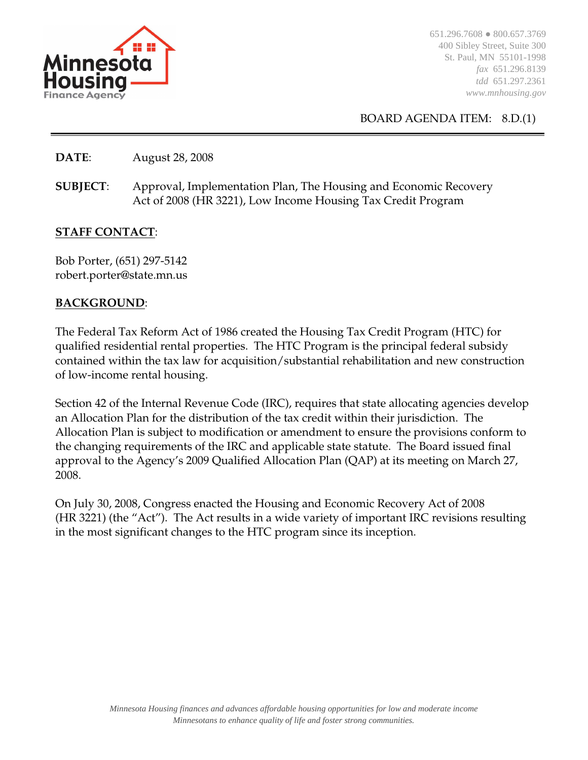Minnesota Housing Finance Agency

651.296.7608 ● 800.657.3769
400 Sibley Street, Suite 300
St. Paul, MN 55101-1998
*fax* 651.296.8139
*tdd* 651.297.2361
*www.mnhousing.gov*

BOARD AGENDA ITEM: 8.D.(1)

---

**DATE**: August 28, 2008

**SUBJECT**: Approval, Implementation Plan, The Housing and Economic Recovery Act of 2008 (HR 3221), Low Income Housing Tax Credit Program

**STAFF CONTACT**:

Bob Porter, (651) 297-5142
robert.porter@state.mn.us

**BACKGROUND**:

The Federal Tax Reform Act of 1986 created the Housing Tax Credit Program (HTC) for qualified residential rental properties. The HTC Program is the principal federal subsidy contained within the tax law for acquisition/substantial rehabilitation and new construction of low-income rental housing.

Section 42 of the Internal Revenue Code (IRC), requires that state allocating agencies develop an Allocation Plan for the distribution of the tax credit within their jurisdiction. The Allocation Plan is subject to modification or amendment to ensure the provisions conform to the changing requirements of the IRC and applicable state statute. The Board issued final approval to the Agency's 2009 Qualified Allocation Plan (QAP) at its meeting on March 27, 2008.

On July 30, 2008, Congress enacted the Housing and Economic Recovery Act of 2008 (HR 3221) (the "Act"). The Act results in a wide variety of important IRC revisions resulting in the most significant changes to the HTC program since its inception.

*Minnesota Housing finances and advances affordable housing opportunities for low and moderate income Minnesotans to enhance quality of life and foster strong communities.*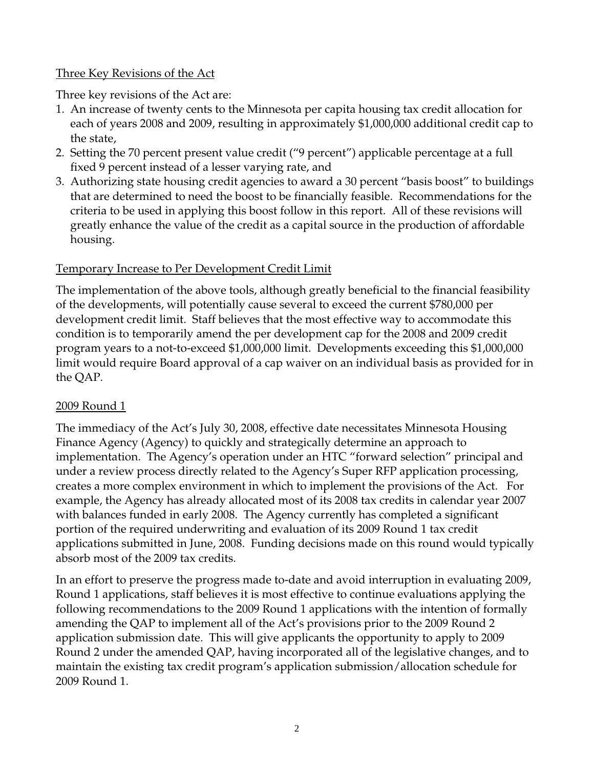## Three Key Revisions of the Act

Three key revisions of the Act are:

1. An increase of twenty cents to the Minnesota per capita housing tax credit allocation for each of years 2008 and 2009, resulting in approximately $1,000,000 additional credit cap to the state,
2. Setting the 70 percent present value credit ("9 percent") applicable percentage at a full fixed 9 percent instead of a lesser varying rate, and
3. Authorizing state housing credit agencies to award a 30 percent "basis boost" to buildings that are determined to need the boost to be financially feasible. Recommendations for the criteria to be used in applying this boost follow in this report. All of these revisions will greatly enhance the value of the credit as a capital source in the production of affordable housing.

## Temporary Increase to Per Development Credit Limit

The implementation of the above tools, although greatly beneficial to the financial feasibility of the developments, will potentially cause several to exceed the current $780,000 per development credit limit. Staff believes that the most effective way to accommodate this condition is to temporarily amend the per development cap for the 2008 and 2009 credit program years to a not-to-exceed $1,000,000 limit. Developments exceeding this $1,000,000 limit would require Board approval of a cap waiver on an individual basis as provided for in the QAP.

## 2009 Round 1

The immediacy of the Act's July 30, 2008, effective date necessitates Minnesota Housing Finance Agency (Agency) to quickly and strategically determine an approach to implementation. The Agency's operation under an HTC "forward selection" principal and under a review process directly related to the Agency's Super RFP application processing, creates a more complex environment in which to implement the provisions of the Act. For example, the Agency has already allocated most of its 2008 tax credits in calendar year 2007 with balances funded in early 2008. The Agency currently has completed a significant portion of the required underwriting and evaluation of its 2009 Round 1 tax credit applications submitted in June, 2008. Funding decisions made on this round would typically absorb most of the 2009 tax credits.

In an effort to preserve the progress made to-date and avoid interruption in evaluating 2009, Round 1 applications, staff believes it is most effective to continue evaluations applying the following recommendations to the 2009 Round 1 applications with the intention of formally amending the QAP to implement all of the Act's provisions prior to the 2009 Round 2 application submission date. This will give applicants the opportunity to apply to 2009 Round 2 under the amended QAP, having incorporated all of the legislative changes, and to maintain the existing tax credit program's application submission/allocation schedule for 2009 Round 1.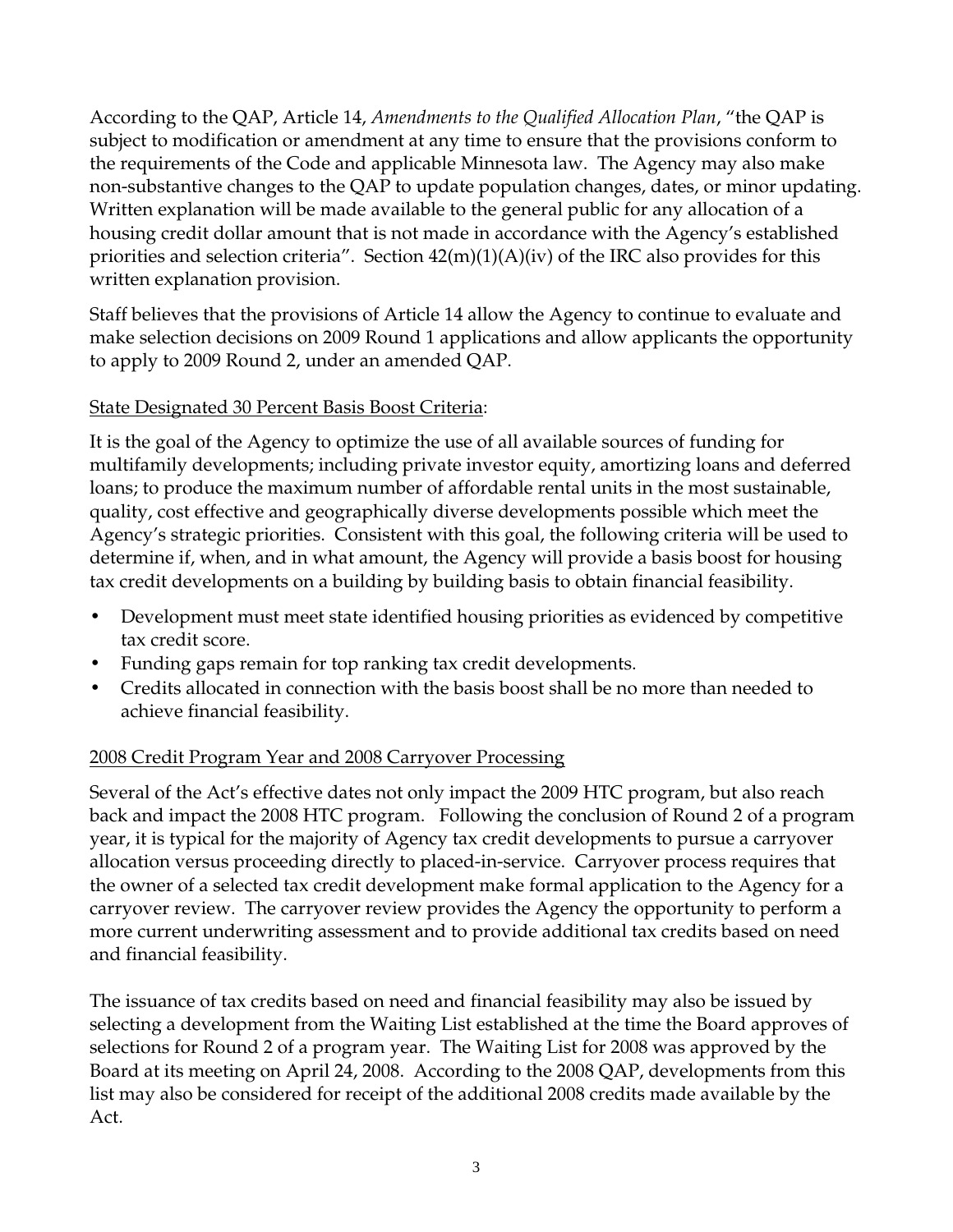According to the QAP, Article 14, *Amendments to the Qualified Allocation Plan*, "the QAP is subject to modification or amendment at any time to ensure that the provisions conform to the requirements of the Code and applicable Minnesota law. The Agency may also make non-substantive changes to the QAP to update population changes, dates, or minor updating. Written explanation will be made available to the general public for any allocation of a housing credit dollar amount that is not made in accordance with the Agency's established priorities and selection criteria". Section 42(m)(1)(A)(iv) of the IRC also provides for this written explanation provision.

Staff believes that the provisions of Article 14 allow the Agency to continue to evaluate and make selection decisions on 2009 Round 1 applications and allow applicants the opportunity to apply to 2009 Round 2, under an amended QAP.

<u>State Designated 30 Percent Basis Boost Criteria</u>:

It is the goal of the Agency to optimize the use of all available sources of funding for multifamily developments; including private investor equity, amortizing loans and deferred loans; to produce the maximum number of affordable rental units in the most sustainable, quality, cost effective and geographically diverse developments possible which meet the Agency's strategic priorities. Consistent with this goal, the following criteria will be used to determine if, when, and in what amount, the Agency will provide a basis boost for housing tax credit developments on a building by building basis to obtain financial feasibility.

- Development must meet state identified housing priorities as evidenced by competitive tax credit score.
- Funding gaps remain for top ranking tax credit developments.
- Credits allocated in connection with the basis boost shall be no more than needed to achieve financial feasibility.

<u>2008 Credit Program Year and 2008 Carryover Processing</u>

Several of the Act's effective dates not only impact the 2009 HTC program, but also reach back and impact the 2008 HTC program. Following the conclusion of Round 2 of a program year, it is typical for the majority of Agency tax credit developments to pursue a carryover allocation versus proceeding directly to placed-in-service. Carryover process requires that the owner of a selected tax credit development make formal application to the Agency for a carryover review. The carryover review provides the Agency the opportunity to perform a more current underwriting assessment and to provide additional tax credits based on need and financial feasibility.

The issuance of tax credits based on need and financial feasibility may also be issued by selecting a development from the Waiting List established at the time the Board approves of selections for Round 2 of a program year. The Waiting List for 2008 was approved by the Board at its meeting on April 24, 2008. According to the 2008 QAP, developments from this list may also be considered for receipt of the additional 2008 credits made available by the Act.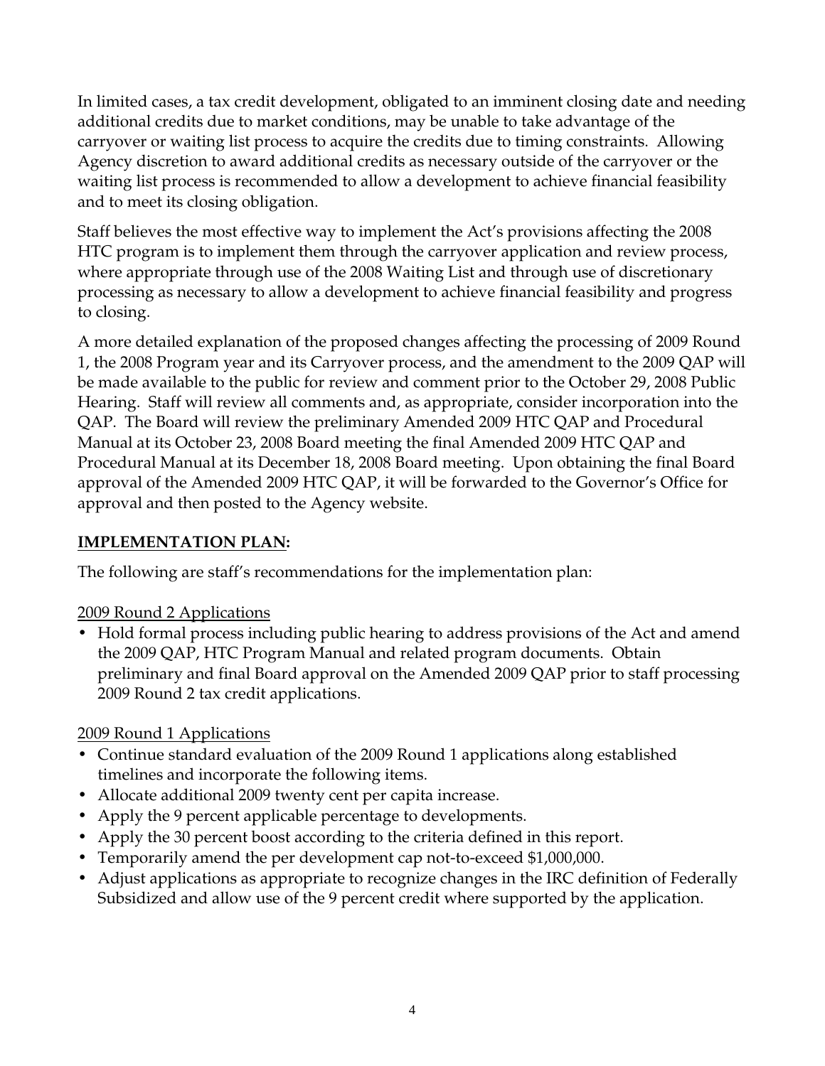In limited cases, a tax credit development, obligated to an imminent closing date and needing additional credits due to market conditions, may be unable to take advantage of the carryover or waiting list process to acquire the credits due to timing constraints. Allowing Agency discretion to award additional credits as necessary outside of the carryover or the waiting list process is recommended to allow a development to achieve financial feasibility and to meet its closing obligation.

Staff believes the most effective way to implement the Act's provisions affecting the 2008 HTC program is to implement them through the carryover application and review process, where appropriate through use of the 2008 Waiting List and through use of discretionary processing as necessary to allow a development to achieve financial feasibility and progress to closing.

A more detailed explanation of the proposed changes affecting the processing of 2009 Round 1, the 2008 Program year and its Carryover process, and the amendment to the 2009 QAP will be made available to the public for review and comment prior to the October 29, 2008 Public Hearing. Staff will review all comments and, as appropriate, consider incorporation into the QAP. The Board will review the preliminary Amended 2009 HTC QAP and Procedural Manual at its October 23, 2008 Board meeting the final Amended 2009 HTC QAP and Procedural Manual at its December 18, 2008 Board meeting. Upon obtaining the final Board approval of the Amended 2009 HTC QAP, it will be forwarded to the Governor's Office for approval and then posted to the Agency website.

## IMPLEMENTATION PLAN:

The following are staff's recommendations for the implementation plan:

2009 Round 2 Applications

- Hold formal process including public hearing to address provisions of the Act and amend the 2009 QAP, HTC Program Manual and related program documents. Obtain preliminary and final Board approval on the Amended 2009 QAP prior to staff processing 2009 Round 2 tax credit applications.

2009 Round 1 Applications

- Continue standard evaluation of the 2009 Round 1 applications along established timelines and incorporate the following items.
- Allocate additional 2009 twenty cent per capita increase.
- Apply the 9 percent applicable percentage to developments.
- Apply the 30 percent boost according to the criteria defined in this report.
- Temporarily amend the per development cap not-to-exceed $1,000,000.
- Adjust applications as appropriate to recognize changes in the IRC definition of Federally Subsidized and allow use of the 9 percent credit where supported by the application.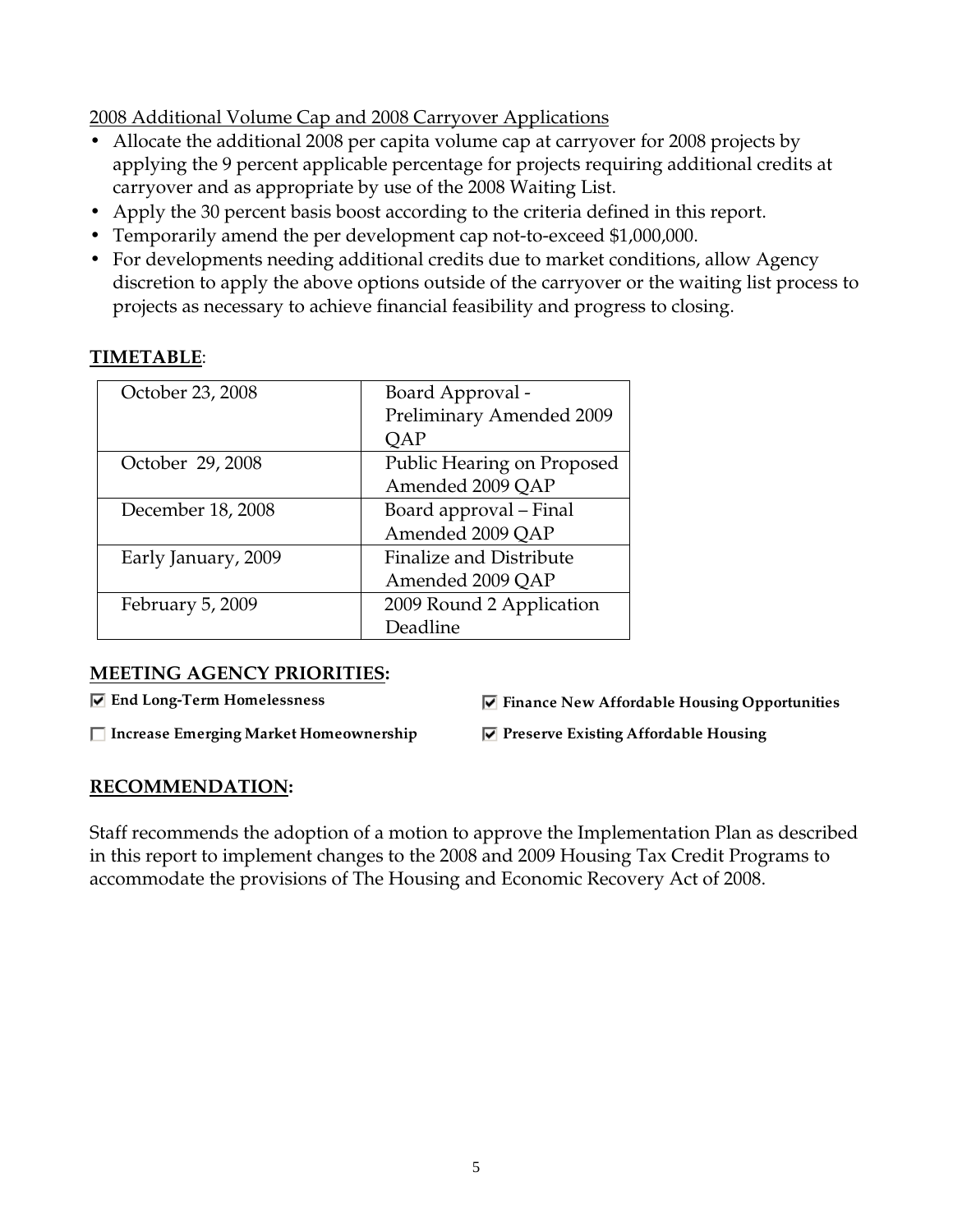2008 Additional Volume Cap and 2008 Carryover Applications

- Allocate the additional 2008 per capita volume cap at carryover for 2008 projects by applying the 9 percent applicable percentage for projects requiring additional credits at carryover and as appropriate by use of the 2008 Waiting List.
- Apply the 30 percent basis boost according to the criteria defined in this report.
- Temporarily amend the per development cap not-to-exceed $1,000,000.
- For developments needing additional credits due to market conditions, allow Agency discretion to apply the above options outside of the carryover or the waiting list process to projects as necessary to achieve financial feasibility and progress to closing.

**TIMETABLE**:

| | |
|---|---|
| October 23, 2008 | Board Approval - Preliminary Amended 2009 QAP |
| October 29, 2008 | Public Hearing on Proposed Amended 2009 QAP |
| December 18, 2008 | Board approval – Final Amended 2009 QAP |
| Early January, 2009 | Finalize and Distribute Amended 2009 QAP |
| February 5, 2009 | 2009 Round 2 Application Deadline |

**MEETING AGENCY PRIORITIES:**

☑ **End Long-Term Homelessness**

☑ **Finance New Affordable Housing Opportunities**

☐ **Increase Emerging Market Homeownership**

☑ **Preserve Existing Affordable Housing**

**RECOMMENDATION:**

Staff recommends the adoption of a motion to approve the Implementation Plan as described in this report to implement changes to the 2008 and 2009 Housing Tax Credit Programs to accommodate the provisions of The Housing and Economic Recovery Act of 2008.